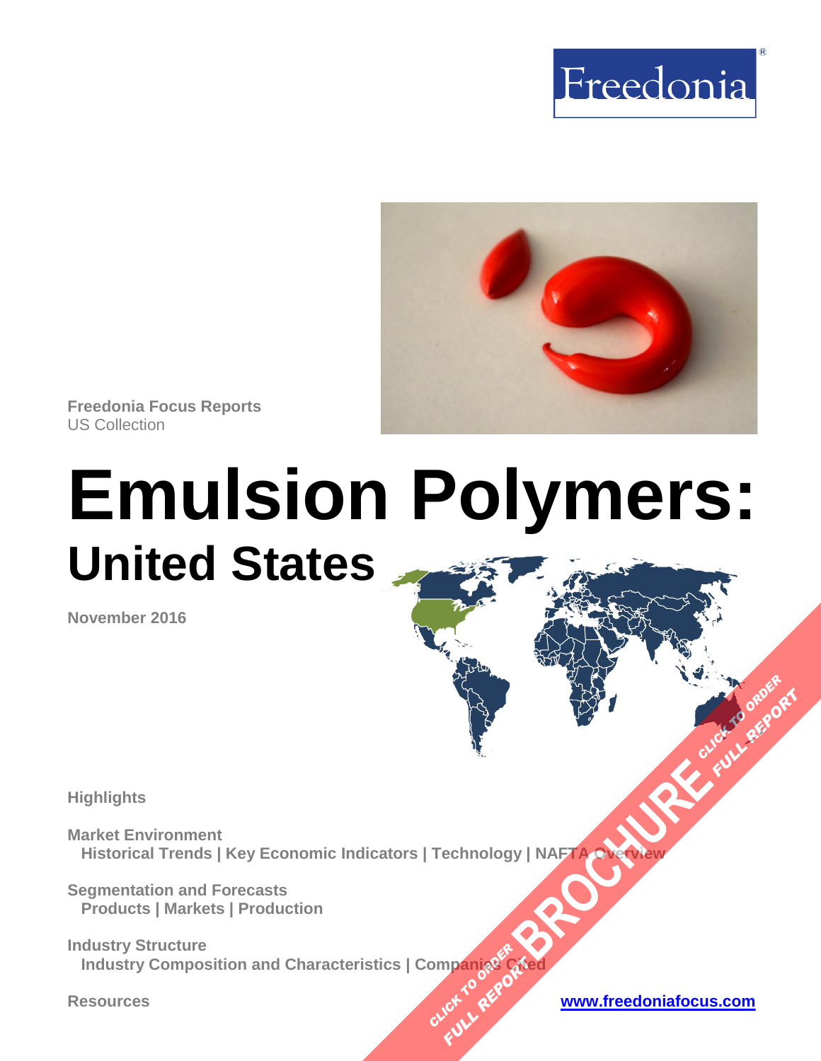Freedonia

Freedonia Focus Reports
US Collection

# Emulsion Polymers:
## United States

November 2016

**Highlights**

**Market Environment**
Historical Trends | Key Economic Indicators | Technology | NAFTA Overview

**Segmentation and Forecasts**
Products | Markets | Production

**Industry Structure**
Industry Composition and Characteristics | Companies Cited

**Resources**

www.freedoniafocus.com

CLICK TO ORDER FULL REPORT
BROCHURE
CLICK TO ORDER FULL REPORT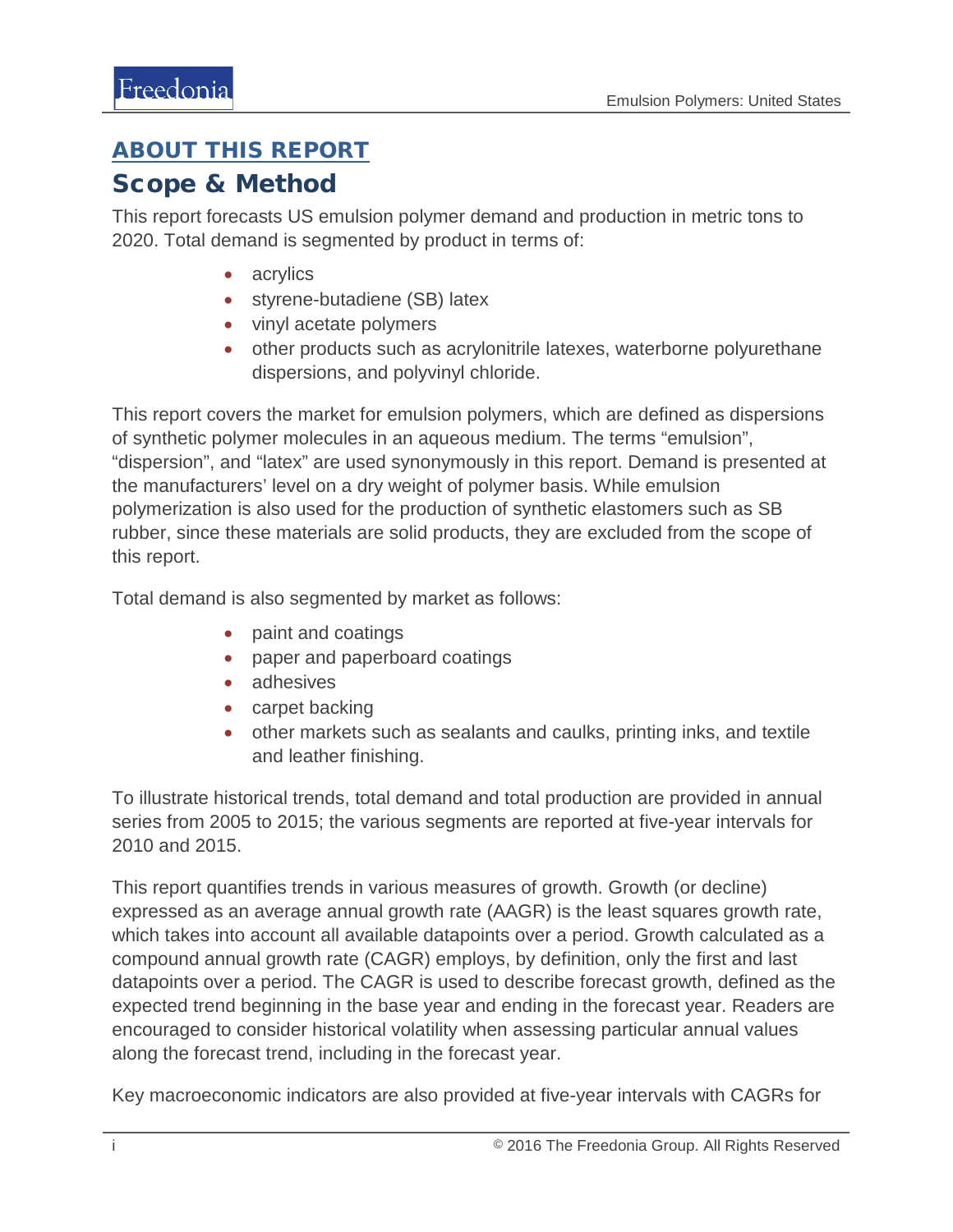## ABOUT THIS REPORT

# Scope & Method

This report forecasts US emulsion polymer demand and production in metric tons to 2020. Total demand is segmented by product in terms of:

- acrylics
- styrene-butadiene (SB) latex
- vinyl acetate polymers
- other products such as acrylonitrile latexes, waterborne polyurethane dispersions, and polyvinyl chloride.

This report covers the market for emulsion polymers, which are defined as dispersions of synthetic polymer molecules in an aqueous medium. The terms "emulsion", "dispersion", and "latex" are used synonymously in this report. Demand is presented at the manufacturers' level on a dry weight of polymer basis. While emulsion polymerization is also used for the production of synthetic elastomers such as SB rubber, since these materials are solid products, they are excluded from the scope of this report.

Total demand is also segmented by market as follows:

- paint and coatings
- paper and paperboard coatings
- adhesives
- carpet backing
- other markets such as sealants and caulks, printing inks, and textile and leather finishing.

To illustrate historical trends, total demand and total production are provided in annual series from 2005 to 2015; the various segments are reported at five-year intervals for 2010 and 2015.

This report quantifies trends in various measures of growth. Growth (or decline) expressed as an average annual growth rate (AAGR) is the least squares growth rate, which takes into account all available datapoints over a period. Growth calculated as a compound annual growth rate (CAGR) employs, by definition, only the first and last datapoints over a period. The CAGR is used to describe forecast growth, defined as the expected trend beginning in the base year and ending in the forecast year. Readers are encouraged to consider historical volatility when assessing particular annual values along the forecast trend, including in the forecast year.

Key macroeconomic indicators are also provided at five-year intervals with CAGRs for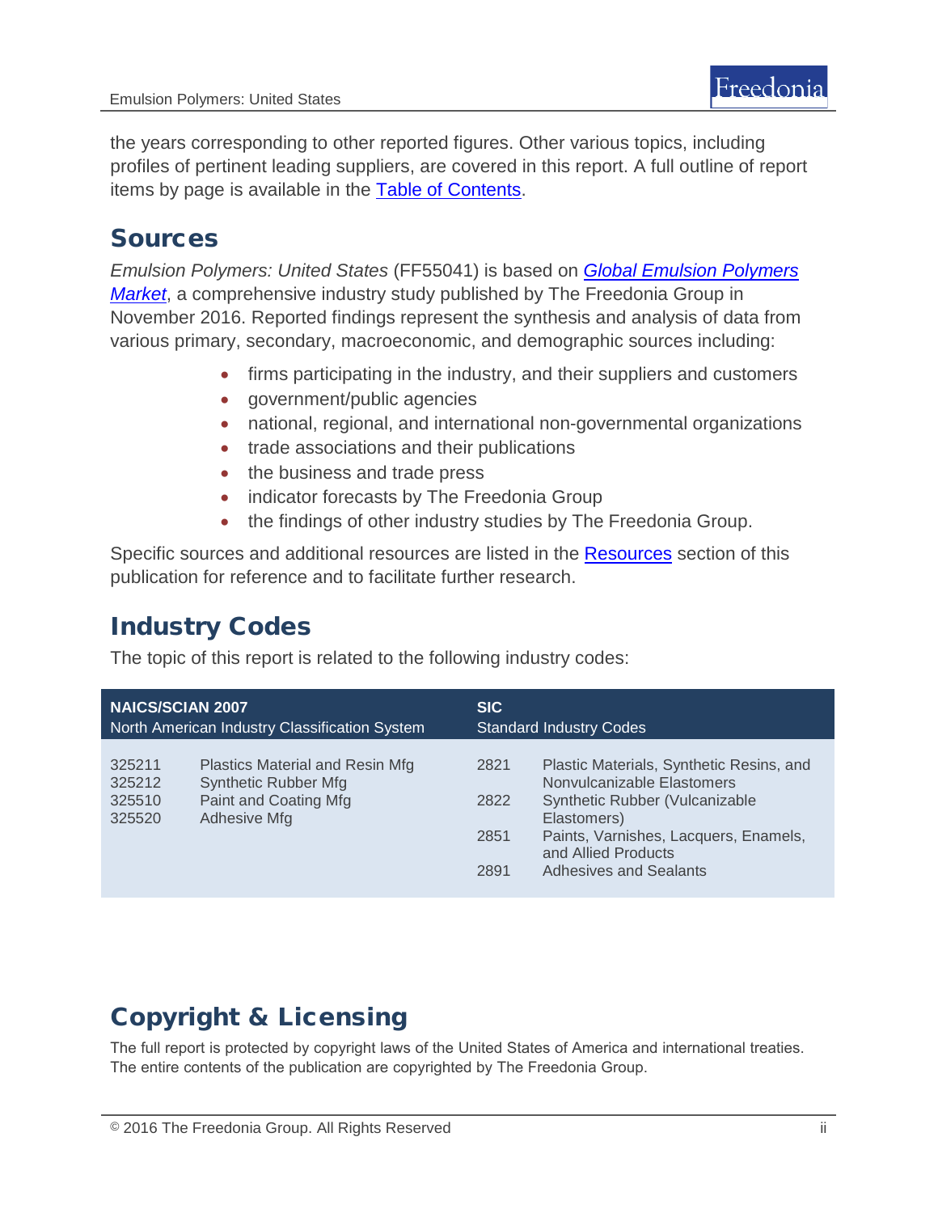the years corresponding to other reported figures. Other various topics, including profiles of pertinent leading suppliers, are covered in this report. A full outline of report items by page is available in the Table of Contents.

## Sources

*Emulsion Polymers: United States* (FF55041) is based on ***Global Emulsion Polymers Market***, a comprehensive industry study published by The Freedonia Group in November 2016. Reported findings represent the synthesis and analysis of data from various primary, secondary, macroeconomic, and demographic sources including:

- firms participating in the industry, and their suppliers and customers
- government/public agencies
- national, regional, and international non-governmental organizations
- trade associations and their publications
- the business and trade press
- indicator forecasts by The Freedonia Group
- the findings of other industry studies by The Freedonia Group.

Specific sources and additional resources are listed in the Resources section of this publication for reference and to facilitate further research.

## Industry Codes

The topic of this report is related to the following industry codes:

| **NAICS/SCIAN 2007** North American Industry Classification System | | **SIC** Standard Industry Codes | |
|---|---|---|---|
| 325211 | Plastics Material and Resin Mfg | 2821 | Plastic Materials, Synthetic Resins, and Nonvulcanizable Elastomers |
| 325212 | Synthetic Rubber Mfg | 2822 | Synthetic Rubber (Vulcanizable Elastomers) |
| 325510 | Paint and Coating Mfg | 2851 | Paints, Varnishes, Lacquers, Enamels, and Allied Products |
| 325520 | Adhesive Mfg | 2891 | Adhesives and Sealants |

## Copyright & Licensing

The full report is protected by copyright laws of the United States of America and international treaties. The entire contents of the publication are copyrighted by The Freedonia Group.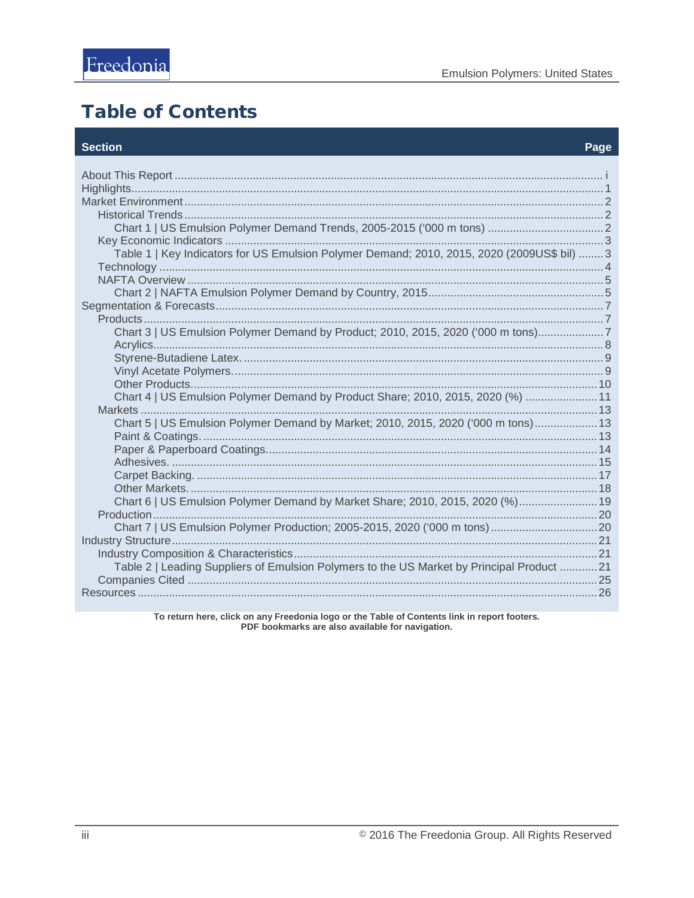# Table of Contents

| Section | Page |
|---|---|
| About This Report | i |
| Highlights | 1 |
| Market Environment | 2 |
| Historical Trends | 2 |
| Chart 1 \| US Emulsion Polymer Demand Trends, 2005-2015 ('000 m tons) | 2 |
| Key Economic Indicators | 3 |
| Table 1 \| Key Indicators for US Emulsion Polymer Demand; 2010, 2015, 2020 (2009US$ bil) | 3 |
| Technology | 4 |
| NAFTA Overview | 5 |
| Chart 2 \| NAFTA Emulsion Polymer Demand by Country, 2015 | 5 |
| Segmentation & Forecasts | 7 |
| Products | 7 |
| Chart 3 \| US Emulsion Polymer Demand by Product; 2010, 2015, 2020 ('000 m tons) | 7 |
| Acrylics | 8 |
| Styrene-Butadiene Latex. | 9 |
| Vinyl Acetate Polymers. | 9 |
| Other Products. | 10 |
| Chart 4 \| US Emulsion Polymer Demand by Product Share; 2010, 2015, 2020 (%) | 11 |
| Markets | 13 |
| Chart 5 \| US Emulsion Polymer Demand by Market; 2010, 2015, 2020 ('000 m tons) | 13 |
| Paint & Coatings. | 13 |
| Paper & Paperboard Coatings. | 14 |
| Adhesives. | 15 |
| Carpet Backing. | 17 |
| Other Markets. | 18 |
| Chart 6 \| US Emulsion Polymer Demand by Market Share; 2010, 2015, 2020 (%) | 19 |
| Production | 20 |
| Chart 7 \| US Emulsion Polymer Production; 2005-2015, 2020 ('000 m tons) | 20 |
| Industry Structure | 21 |
| Industry Composition & Characteristics | 21 |
| Table 2 \| Leading Suppliers of Emulsion Polymers to the US Market by Principal Product | 21 |
| Companies Cited | 25 |
| Resources | 26 |

**To return here, click on any Freedonia logo or the Table of Contents link in report footers.**
**PDF bookmarks are also available for navigation.**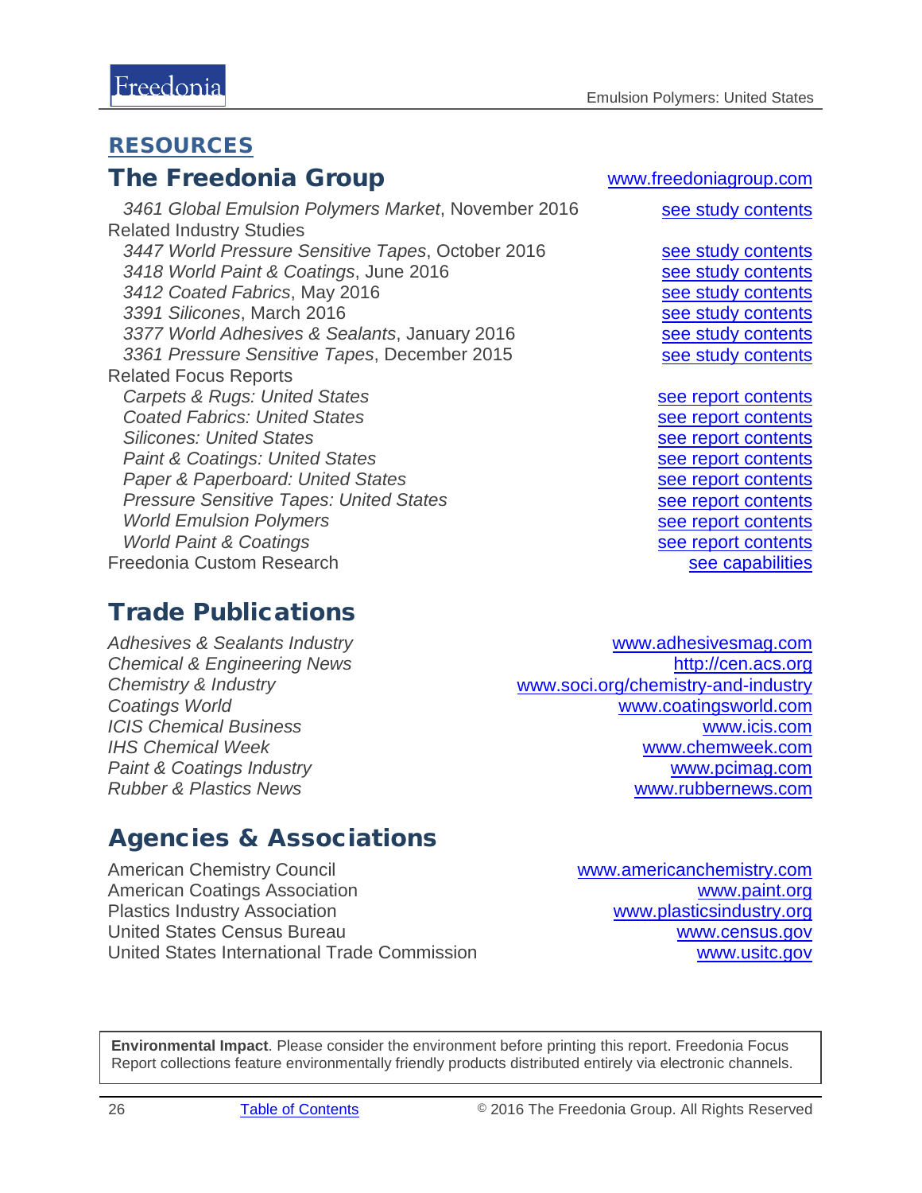# RESOURCES

## The Freedonia Group

www.freedoniagroup.com

*3461 Global Emulsion Polymers Market*, November 2016 — see study contents

Related Industry Studies

- *3447 World Pressure Sensitive Tapes*, October 2016 — see study contents
- *3418 World Paint & Coatings*, June 2016 — see study contents
- *3412 Coated Fabrics*, May 2016 — see study contents
- *3391 Silicones*, March 2016 — see study contents
- *3377 World Adhesives & Sealants*, January 2016 — see study contents
- *3361 Pressure Sensitive Tapes*, December 2015 — see study contents

Related Focus Reports

- *Carpets & Rugs: United States* — see report contents
- *Coated Fabrics: United States* — see report contents
- *Silicones: United States* — see report contents
- *Paint & Coatings: United States* — see report contents
- *Paper & Paperboard: United States* — see report contents
- *Pressure Sensitive Tapes: United States* — see report contents
- *World Emulsion Polymers* — see report contents
- *World Paint & Coatings* — see report contents

Freedonia Custom Research — see capabilities

## Trade Publications

| | |
|---|---|
| *Adhesives & Sealants Industry* | www.adhesivesmag.com |
| *Chemical & Engineering News* | http://cen.acs.org |
| *Chemistry & Industry* | www.soci.org/chemistry-and-industry |
| *Coatings World* | www.coatingsworld.com |
| *ICIS Chemical Business* | www.icis.com |
| *IHS Chemical Week* | www.chemweek.com |
| *Paint & Coatings Industry* | www.pcimag.com |
| *Rubber & Plastics News* | www.rubbernews.com |

## Agencies & Associations

| | |
|---|---|
| American Chemistry Council | www.americanchemistry.com |
| American Coatings Association | www.paint.org |
| Plastics Industry Association | www.plasticsindustry.org |
| United States Census Bureau | www.census.gov |
| United States International Trade Commission | www.usitc.gov |

**Environmental Impact**. Please consider the environment before printing this report. Freedonia Focus Report collections feature environmentally friendly products distributed entirely via electronic channels.